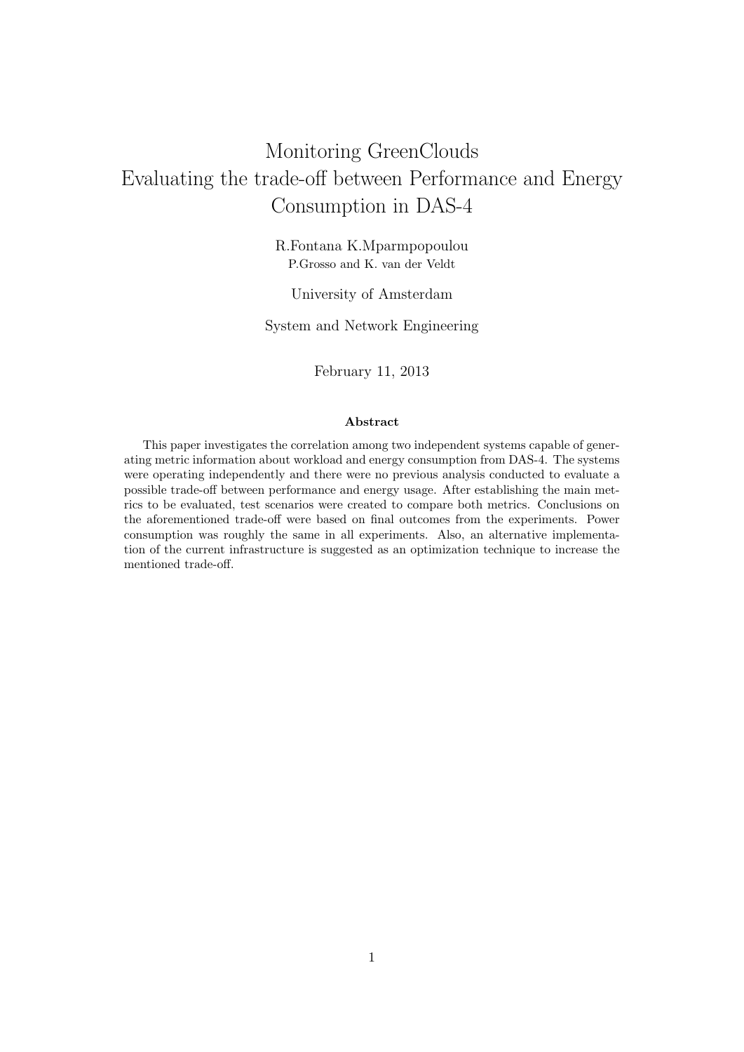# Monitoring GreenClouds
# Evaluating the trade-off between Performance and Energy Consumption in DAS-4

R.Fontana K.Mparmpopoulou
P.Grosso and K. van der Veldt

University of Amsterdam

System and Network Engineering

February 11, 2013

### Abstract

This paper investigates the correlation among two independent systems capable of generating metric information about workload and energy consumption from DAS-4. The systems were operating independently and there were no previous analysis conducted to evaluate a possible trade-off between performance and energy usage. After establishing the main metrics to be evaluated, test scenarios were created to compare both metrics. Conclusions on the aforementioned trade-off were based on final outcomes from the experiments. Power consumption was roughly the same in all experiments. Also, an alternative implementation of the current infrastructure is suggested as an optimization technique to increase the mentioned trade-off.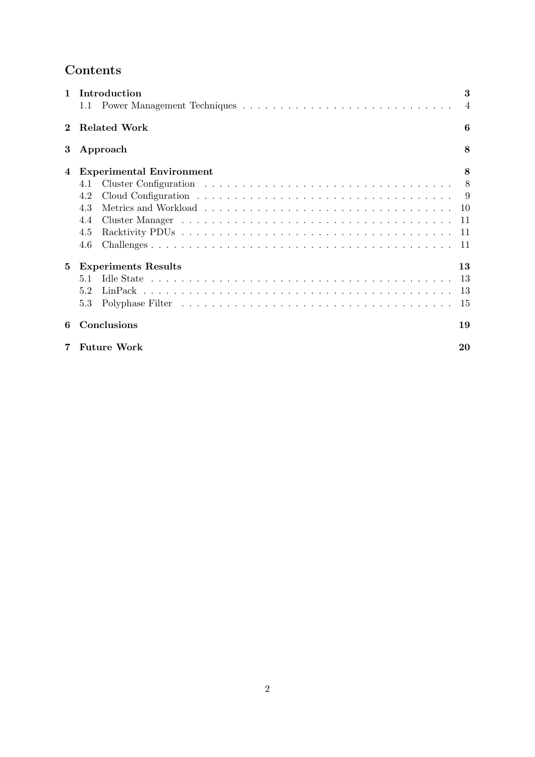# Contents

1 Introduction 3
   1.1 Power Management Techniques 4

2 Related Work 6

3 Approach 8

4 Experimental Environment 8
   4.1 Cluster Configuration 8
   4.2 Cloud Configuration 9
   4.3 Metrics and Workload 10
   4.4 Cluster Manager 11
   4.5 Racktivity PDUs 11
   4.6 Challenges 11

5 Experiments Results 13
   5.1 Idle State 13
   5.2 LinPack 13
   5.3 Polyphase Filter 15

6 Conclusions 19

7 Future Work 20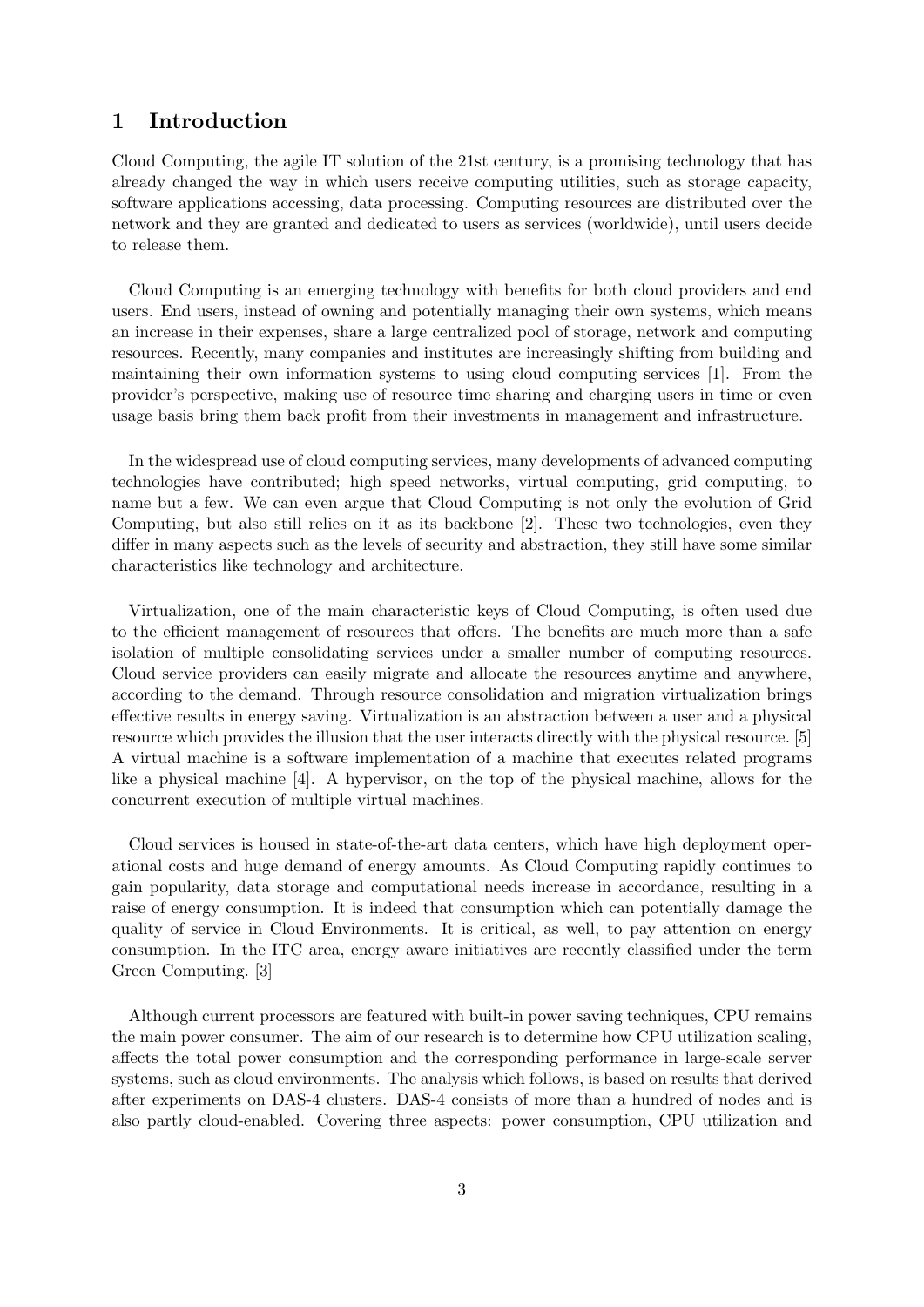# 1 Introduction

Cloud Computing, the agile IT solution of the 21st century, is a promising technology that has already changed the way in which users receive computing utilities, such as storage capacity, software applications accessing, data processing. Computing resources are distributed over the network and they are granted and dedicated to users as services (worldwide), until users decide to release them.

Cloud Computing is an emerging technology with benefits for both cloud providers and end users. End users, instead of owning and potentially managing their own systems, which means an increase in their expenses, share a large centralized pool of storage, network and computing resources. Recently, many companies and institutes are increasingly shifting from building and maintaining their own information systems to using cloud computing services [1]. From the provider's perspective, making use of resource time sharing and charging users in time or even usage basis bring them back profit from their investments in management and infrastructure.

In the widespread use of cloud computing services, many developments of advanced computing technologies have contributed; high speed networks, virtual computing, grid computing, to name but a few. We can even argue that Cloud Computing is not only the evolution of Grid Computing, but also still relies on it as its backbone [2]. These two technologies, even they differ in many aspects such as the levels of security and abstraction, they still have some similar characteristics like technology and architecture.

Virtualization, one of the main characteristic keys of Cloud Computing, is often used due to the efficient management of resources that offers. The benefits are much more than a safe isolation of multiple consolidating services under a smaller number of computing resources. Cloud service providers can easily migrate and allocate the resources anytime and anywhere, according to the demand. Through resource consolidation and migration virtualization brings effective results in energy saving. Virtualization is an abstraction between a user and a physical resource which provides the illusion that the user interacts directly with the physical resource. [5] A virtual machine is a software implementation of a machine that executes related programs like a physical machine [4]. A hypervisor, on the top of the physical machine, allows for the concurrent execution of multiple virtual machines.

Cloud services is housed in state-of-the-art data centers, which have high deployment operational costs and huge demand of energy amounts. As Cloud Computing rapidly continues to gain popularity, data storage and computational needs increase in accordance, resulting in a raise of energy consumption. It is indeed that consumption which can potentially damage the quality of service in Cloud Environments. It is critical, as well, to pay attention on energy consumption. In the ITC area, energy aware initiatives are recently classified under the term Green Computing. [3]

Although current processors are featured with built-in power saving techniques, CPU remains the main power consumer. The aim of our research is to determine how CPU utilization scaling, affects the total power consumption and the corresponding performance in large-scale server systems, such as cloud environments. The analysis which follows, is based on results that derived after experiments on DAS-4 clusters. DAS-4 consists of more than a hundred of nodes and is also partly cloud-enabled. Covering three aspects: power consumption, CPU utilization and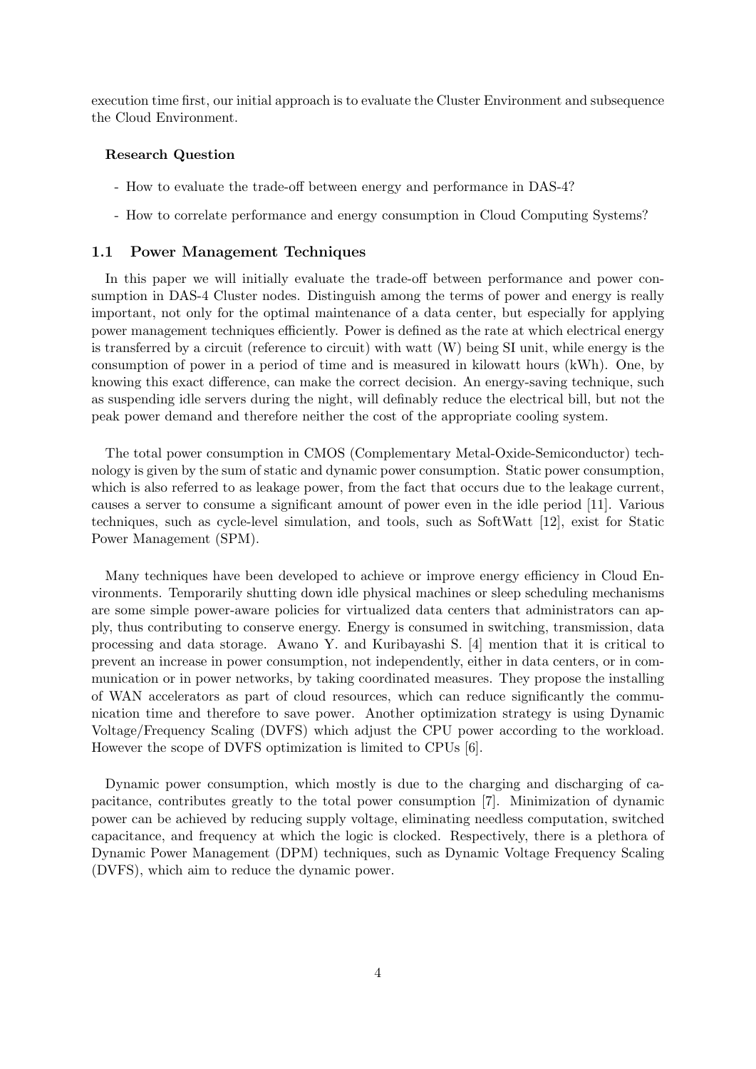execution time first, our initial approach is to evaluate the Cluster Environment and subsequence the Cloud Environment.

**Research Question**

- How to evaluate the trade-off between energy and performance in DAS-4?
- How to correlate performance and energy consumption in Cloud Computing Systems?

### 1.1 Power Management Techniques

In this paper we will initially evaluate the trade-off between performance and power consumption in DAS-4 Cluster nodes. Distinguish among the terms of power and energy is really important, not only for the optimal maintenance of a data center, but especially for applying power management techniques efficiently. Power is defined as the rate at which electrical energy is transferred by a circuit (reference to circuit) with watt (W) being SI unit, while energy is the consumption of power in a period of time and is measured in kilowatt hours (kWh). One, by knowing this exact difference, can make the correct decision. An energy-saving technique, such as suspending idle servers during the night, will definably reduce the electrical bill, but not the peak power demand and therefore neither the cost of the appropriate cooling system.

The total power consumption in CMOS (Complementary Metal-Oxide-Semiconductor) technology is given by the sum of static and dynamic power consumption. Static power consumption, which is also referred to as leakage power, from the fact that occurs due to the leakage current, causes a server to consume a significant amount of power even in the idle period [11]. Various techniques, such as cycle-level simulation, and tools, such as SoftWatt [12], exist for Static Power Management (SPM).

Many techniques have been developed to achieve or improve energy efficiency in Cloud Environments. Temporarily shutting down idle physical machines or sleep scheduling mechanisms are some simple power-aware policies for virtualized data centers that administrators can apply, thus contributing to conserve energy. Energy is consumed in switching, transmission, data processing and data storage. Awano Y. and Kuribayashi S. [4] mention that it is critical to prevent an increase in power consumption, not independently, either in data centers, or in communication or in power networks, by taking coordinated measures. They propose the installing of WAN accelerators as part of cloud resources, which can reduce significantly the communication time and therefore to save power. Another optimization strategy is using Dynamic Voltage/Frequency Scaling (DVFS) which adjust the CPU power according to the workload. However the scope of DVFS optimization is limited to CPUs [6].

Dynamic power consumption, which mostly is due to the charging and discharging of capacitance, contributes greatly to the total power consumption [7]. Minimization of dynamic power can be achieved by reducing supply voltage, eliminating needless computation, switched capacitance, and frequency at which the logic is clocked. Respectively, there is a plethora of Dynamic Power Management (DPM) techniques, such as Dynamic Voltage Frequency Scaling (DVFS), which aim to reduce the dynamic power.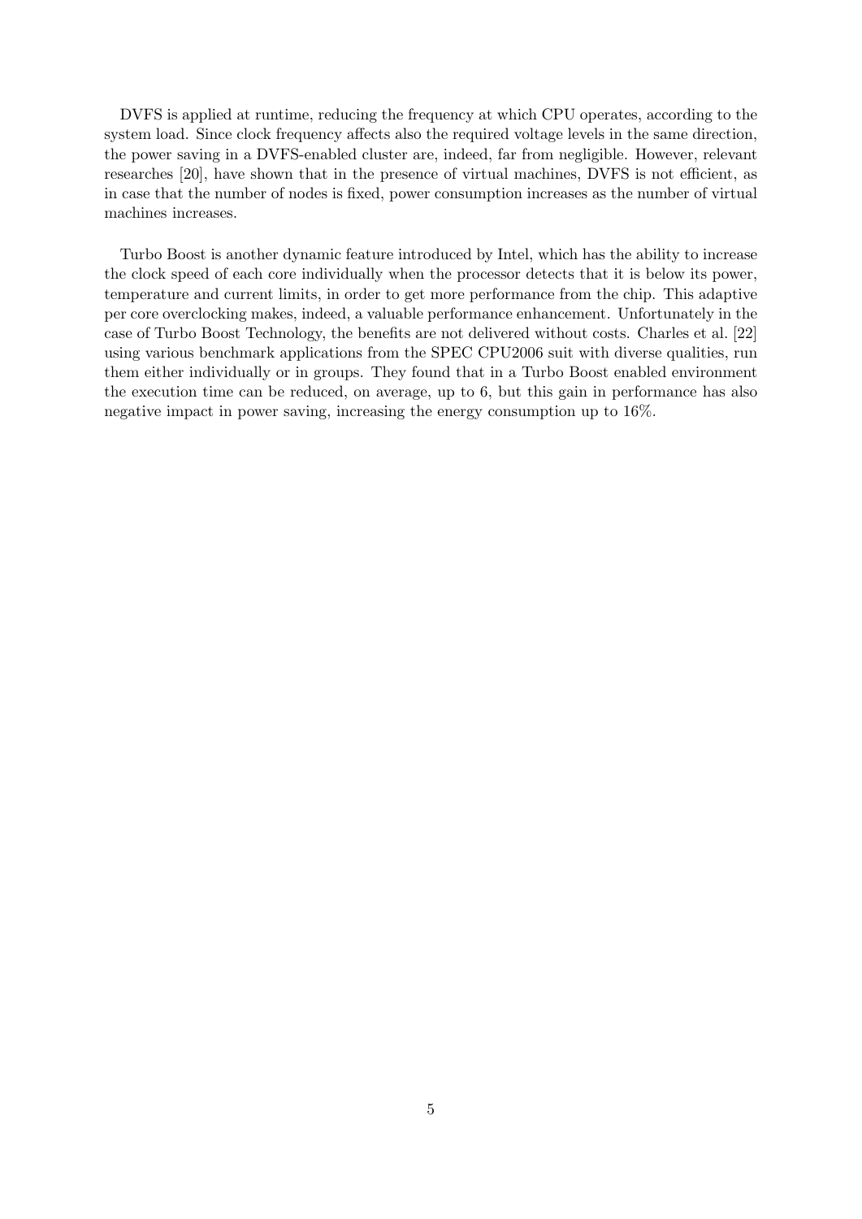DVFS is applied at runtime, reducing the frequency at which CPU operates, according to the system load. Since clock frequency affects also the required voltage levels in the same direction, the power saving in a DVFS-enabled cluster are, indeed, far from negligible. However, relevant researches [20], have shown that in the presence of virtual machines, DVFS is not efficient, as in case that the number of nodes is fixed, power consumption increases as the number of virtual machines increases.

Turbo Boost is another dynamic feature introduced by Intel, which has the ability to increase the clock speed of each core individually when the processor detects that it is below its power, temperature and current limits, in order to get more performance from the chip. This adaptive per core overclocking makes, indeed, a valuable performance enhancement. Unfortunately in the case of Turbo Boost Technology, the benefits are not delivered without costs. Charles et al. [22] using various benchmark applications from the SPEC CPU2006 suit with diverse qualities, run them either individually or in groups. They found that in a Turbo Boost enabled environment the execution time can be reduced, on average, up to 6, but this gain in performance has also negative impact in power saving, increasing the energy consumption up to 16%.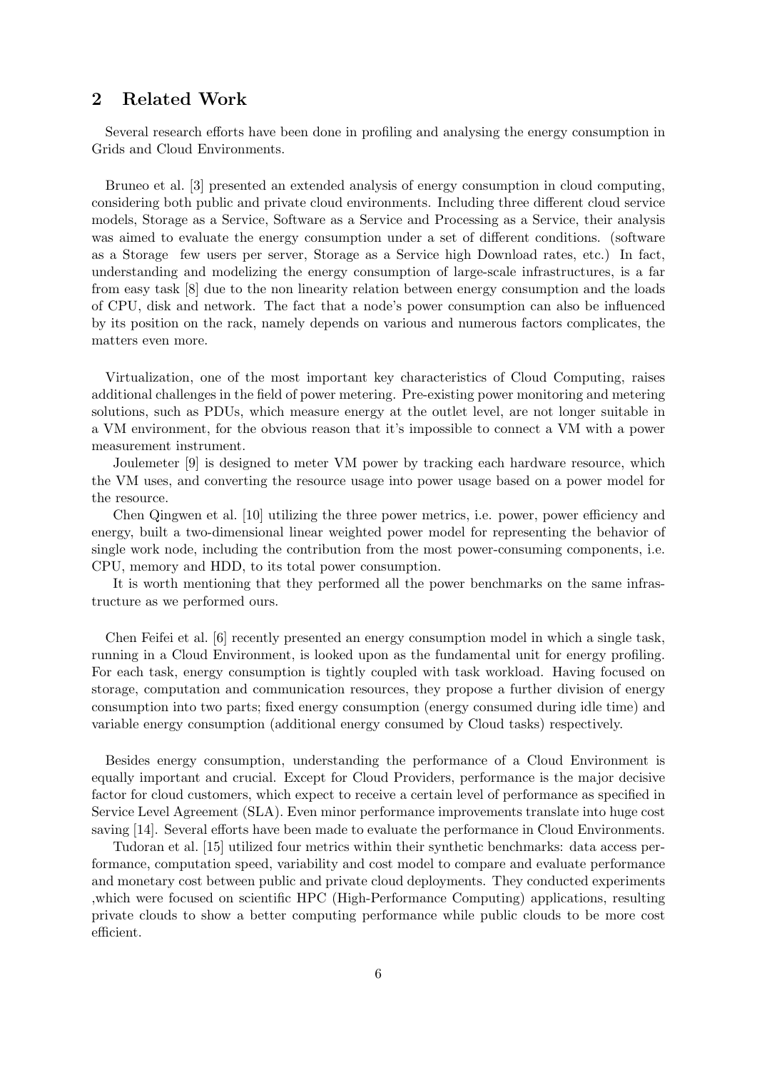## 2 Related Work

Several research efforts have been done in profiling and analysing the energy consumption in Grids and Cloud Environments.

Bruneo et al. [3] presented an extended analysis of energy consumption in cloud computing, considering both public and private cloud environments. Including three different cloud service models, Storage as a Service, Software as a Service and Processing as a Service, their analysis was aimed to evaluate the energy consumption under a set of different conditions. (software as a Storage few users per server, Storage as a Service high Download rates, etc.) In fact, understanding and modelizing the energy consumption of large-scale infrastructures, is a far from easy task [8] due to the non linearity relation between energy consumption and the loads of CPU, disk and network. The fact that a node's power consumption can also be influenced by its position on the rack, namely depends on various and numerous factors complicates, the matters even more.

Virtualization, one of the most important key characteristics of Cloud Computing, raises additional challenges in the field of power metering. Pre-existing power monitoring and metering solutions, such as PDUs, which measure energy at the outlet level, are not longer suitable in a VM environment, for the obvious reason that it's impossible to connect a VM with a power measurement instrument.

Joulemeter [9] is designed to meter VM power by tracking each hardware resource, which the VM uses, and converting the resource usage into power usage based on a power model for the resource.

Chen Qingwen et al. [10] utilizing the three power metrics, i.e. power, power efficiency and energy, built a two-dimensional linear weighted power model for representing the behavior of single work node, including the contribution from the most power-consuming components, i.e. CPU, memory and HDD, to its total power consumption.

It is worth mentioning that they performed all the power benchmarks on the same infrastructure as we performed ours.

Chen Feifei et al. [6] recently presented an energy consumption model in which a single task, running in a Cloud Environment, is looked upon as the fundamental unit for energy profiling. For each task, energy consumption is tightly coupled with task workload. Having focused on storage, computation and communication resources, they propose a further division of energy consumption into two parts; fixed energy consumption (energy consumed during idle time) and variable energy consumption (additional energy consumed by Cloud tasks) respectively.

Besides energy consumption, understanding the performance of a Cloud Environment is equally important and crucial. Except for Cloud Providers, performance is the major decisive factor for cloud customers, which expect to receive a certain level of performance as specified in Service Level Agreement (SLA). Even minor performance improvements translate into huge cost saving [14]. Several efforts have been made to evaluate the performance in Cloud Environments.

Tudoran et al. [15] utilized four metrics within their synthetic benchmarks: data access performance, computation speed, variability and cost model to compare and evaluate performance and monetary cost between public and private cloud deployments. They conducted experiments ,which were focused on scientific HPC (High-Performance Computing) applications, resulting private clouds to show a better computing performance while public clouds to be more cost efficient.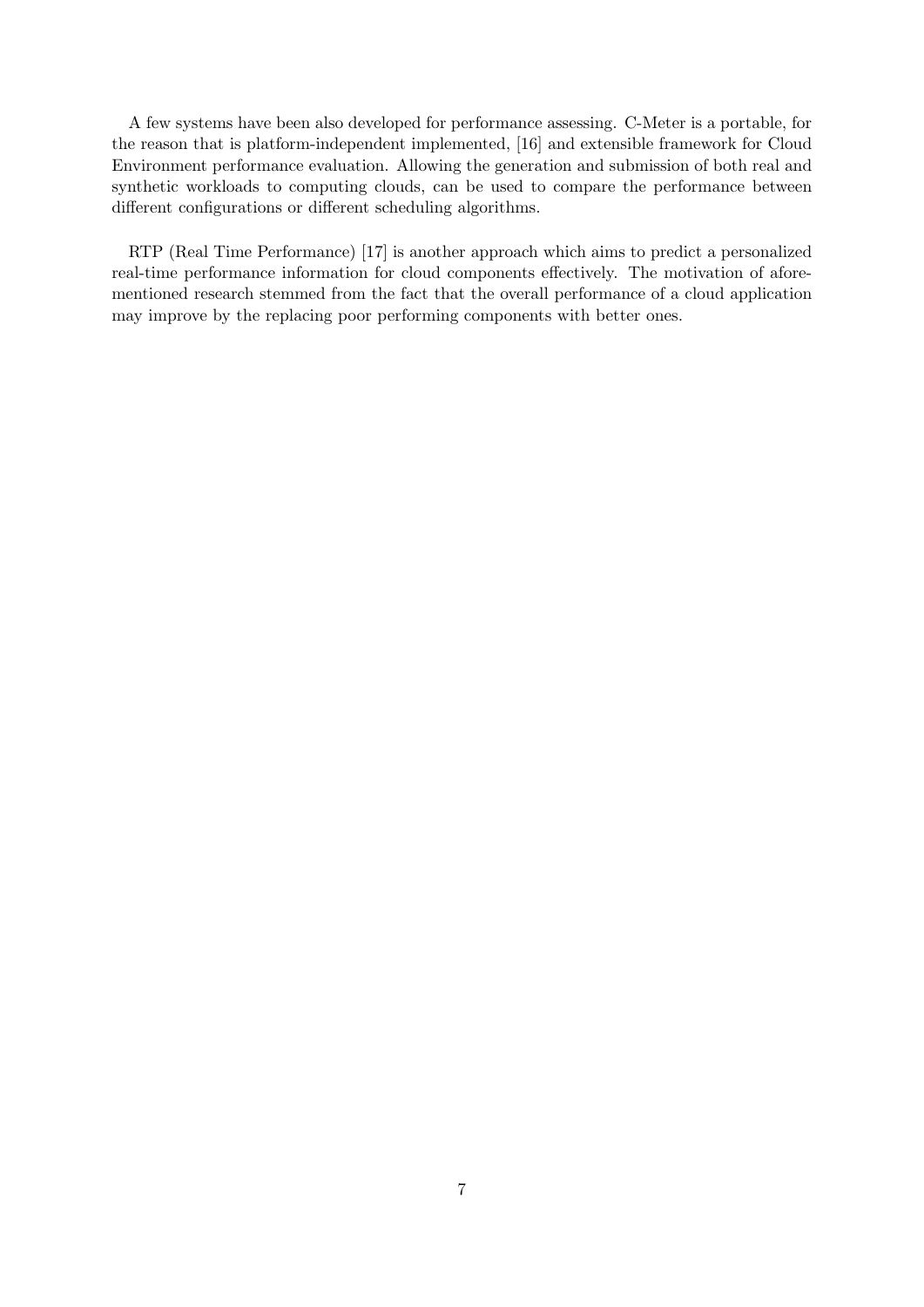A few systems have been also developed for performance assessing. C-Meter is a portable, for the reason that is platform-independent implemented, [16] and extensible framework for Cloud Environment performance evaluation. Allowing the generation and submission of both real and synthetic workloads to computing clouds, can be used to compare the performance between different configurations or different scheduling algorithms.

RTP (Real Time Performance) [17] is another approach which aims to predict a personalized real-time performance information for cloud components effectively. The motivation of aforementioned research stemmed from the fact that the overall performance of a cloud application may improve by the replacing poor performing components with better ones.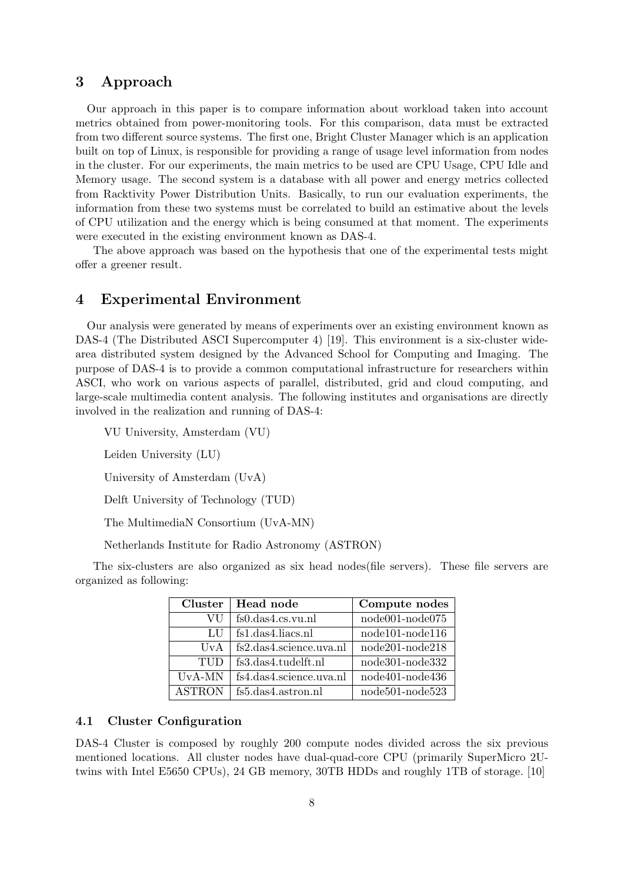## 3 Approach

Our approach in this paper is to compare information about workload taken into account metrics obtained from power-monitoring tools. For this comparison, data must be extracted from two different source systems. The first one, Bright Cluster Manager which is an application built on top of Linux, is responsible for providing a range of usage level information from nodes in the cluster. For our experiments, the main metrics to be used are CPU Usage, CPU Idle and Memory usage. The second system is a database with all power and energy metrics collected from Racktivity Power Distribution Units. Basically, to run our evaluation experiments, the information from these two systems must be correlated to build an estimative about the levels of CPU utilization and the energy which is being consumed at that moment. The experiments were executed in the existing environment known as DAS-4.

The above approach was based on the hypothesis that one of the experimental tests might offer a greener result.

## 4 Experimental Environment

Our analysis were generated by means of experiments over an existing environment known as DAS-4 (The Distributed ASCI Supercomputer 4) [19]. This environment is a six-cluster wide-area distributed system designed by the Advanced School for Computing and Imaging. The purpose of DAS-4 is to provide a common computational infrastructure for researchers within ASCI, who work on various aspects of parallel, distributed, grid and cloud computing, and large-scale multimedia content analysis. The following institutes and organisations are directly involved in the realization and running of DAS-4:

VU University, Amsterdam (VU)

Leiden University (LU)

University of Amsterdam (UvA)

Delft University of Technology (TUD)

The MultimediaN Consortium (UvA-MN)

Netherlands Institute for Radio Astronomy (ASTRON)

The six-clusters are also organized as six head nodes(file servers). These file servers are organized as following:

| Cluster | Head node | Compute nodes |
|---|---|---|
| VU | fs0.das4.cs.vu.nl | node001-node075 |
| LU | fs1.das4.liacs.nl | node101-node116 |
| UvA | fs2.das4.science.uva.nl | node201-node218 |
| TUD | fs3.das4.tudelft.nl | node301-node332 |
| UvA-MN | fs4.das4.science.uva.nl | node401-node436 |
| ASTRON | fs5.das4.astron.nl | node501-node523 |

### 4.1 Cluster Configuration

DAS-4 Cluster is composed by roughly 200 compute nodes divided across the six previous mentioned locations. All cluster nodes have dual-quad-core CPU (primarily SuperMicro 2U-twins with Intel E5650 CPUs), 24 GB memory, 30TB HDDs and roughly 1TB of storage. [10]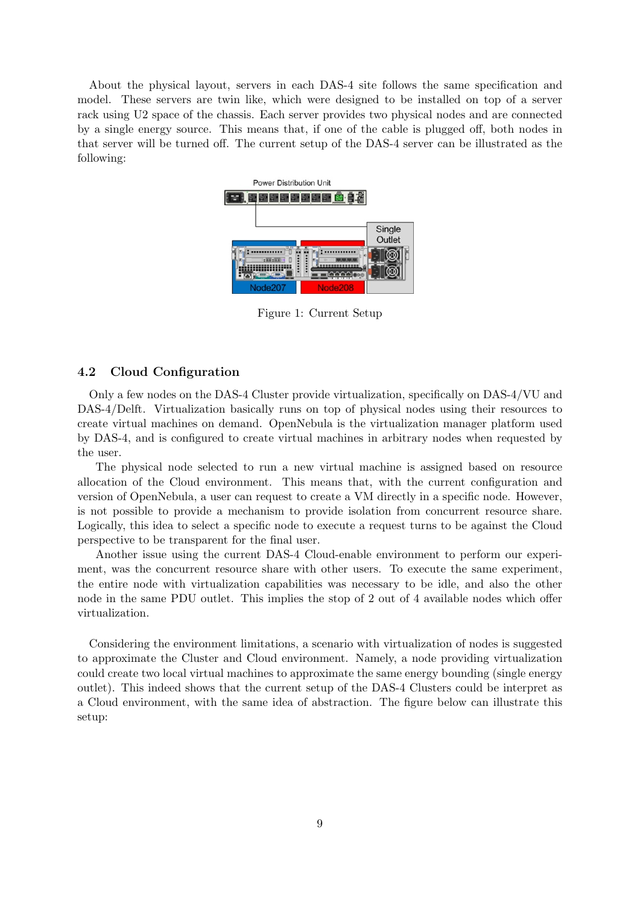About the physical layout, servers in each DAS-4 site follows the same specification and model. These servers are twin like, which were designed to be installed on top of a server rack using U2 space of the chassis. Each server provides two physical nodes and are connected by a single energy source. This means that, if one of the cable is plugged off, both nodes in that server will be turned off. The current setup of the DAS-4 server can be illustrated as the following:

Figure 1: Current Setup

## 4.2 Cloud Configuration

Only a few nodes on the DAS-4 Cluster provide virtualization, specifically on DAS-4/VU and DAS-4/Delft. Virtualization basically runs on top of physical nodes using their resources to create virtual machines on demand. OpenNebula is the virtualization manager platform used by DAS-4, and is configured to create virtual machines in arbitrary nodes when requested by the user.

The physical node selected to run a new virtual machine is assigned based on resource allocation of the Cloud environment. This means that, with the current configuration and version of OpenNebula, a user can request to create a VM directly in a specific node. However, is not possible to provide a mechanism to provide isolation from concurrent resource share. Logically, this idea to select a specific node to execute a request turns to be against the Cloud perspective to be transparent for the final user.

Another issue using the current DAS-4 Cloud-enable environment to perform our experiment, was the concurrent resource share with other users. To execute the same experiment, the entire node with virtualization capabilities was necessary to be idle, and also the other node in the same PDU outlet. This implies the stop of 2 out of 4 available nodes which offer virtualization.

Considering the environment limitations, a scenario with virtualization of nodes is suggested to approximate the Cluster and Cloud environment. Namely, a node providing virtualization could create two local virtual machines to approximate the same energy bounding (single energy outlet). This indeed shows that the current setup of the DAS-4 Clusters could be interpret as a Cloud environment, with the same idea of abstraction. The figure below can illustrate this setup: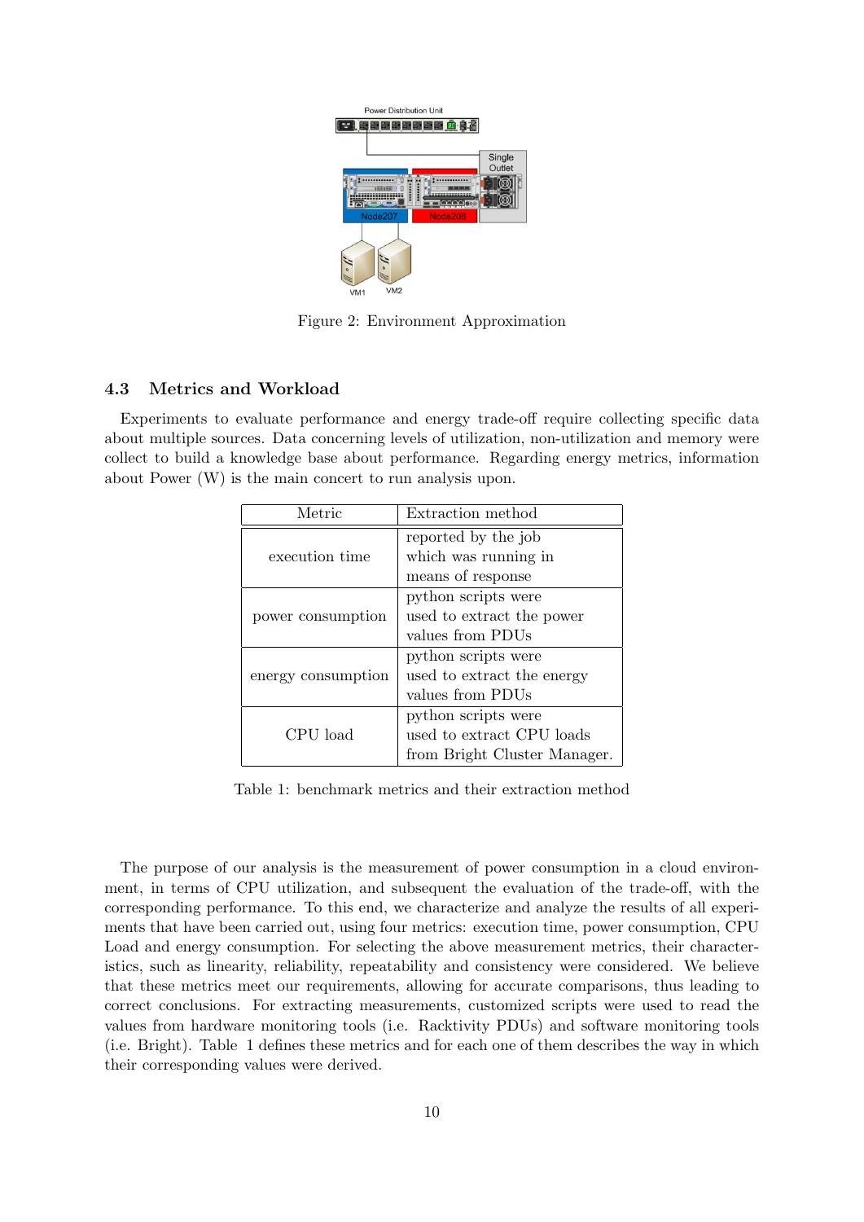Figure 2: Environment Approximation

### 4.3 Metrics and Workload

Experiments to evaluate performance and energy trade-off require collecting specific data about multiple sources. Data concerning levels of utilization, non-utilization and memory were collect to build a knowledge base about performance. Regarding energy metrics, information about Power (W) is the main concert to run analysis upon.

| Metric | Extraction method |
|---|---|
| execution time | reported by the job which was running in means of response |
| power consumption | python scripts were used to extract the power values from PDUs |
| energy consumption | python scripts were used to extract the energy values from PDUs |
| CPU load | python scripts were used to extract CPU loads from Bright Cluster Manager. |

Table 1: benchmark metrics and their extraction method

The purpose of our analysis is the measurement of power consumption in a cloud environment, in terms of CPU utilization, and subsequent the evaluation of the trade-off, with the corresponding performance. To this end, we characterize and analyze the results of all experiments that have been carried out, using four metrics: execution time, power consumption, CPU Load and energy consumption. For selecting the above measurement metrics, their characteristics, such as linearity, reliability, repeatability and consistency were considered. We believe that these metrics meet our requirements, allowing for accurate comparisons, thus leading to correct conclusions. For extracting measurements, customized scripts were used to read the values from hardware monitoring tools (i.e. Racktivity PDUs) and software monitoring tools (i.e. Bright). Table 1 defines these metrics and for each one of them describes the way in which their corresponding values were derived.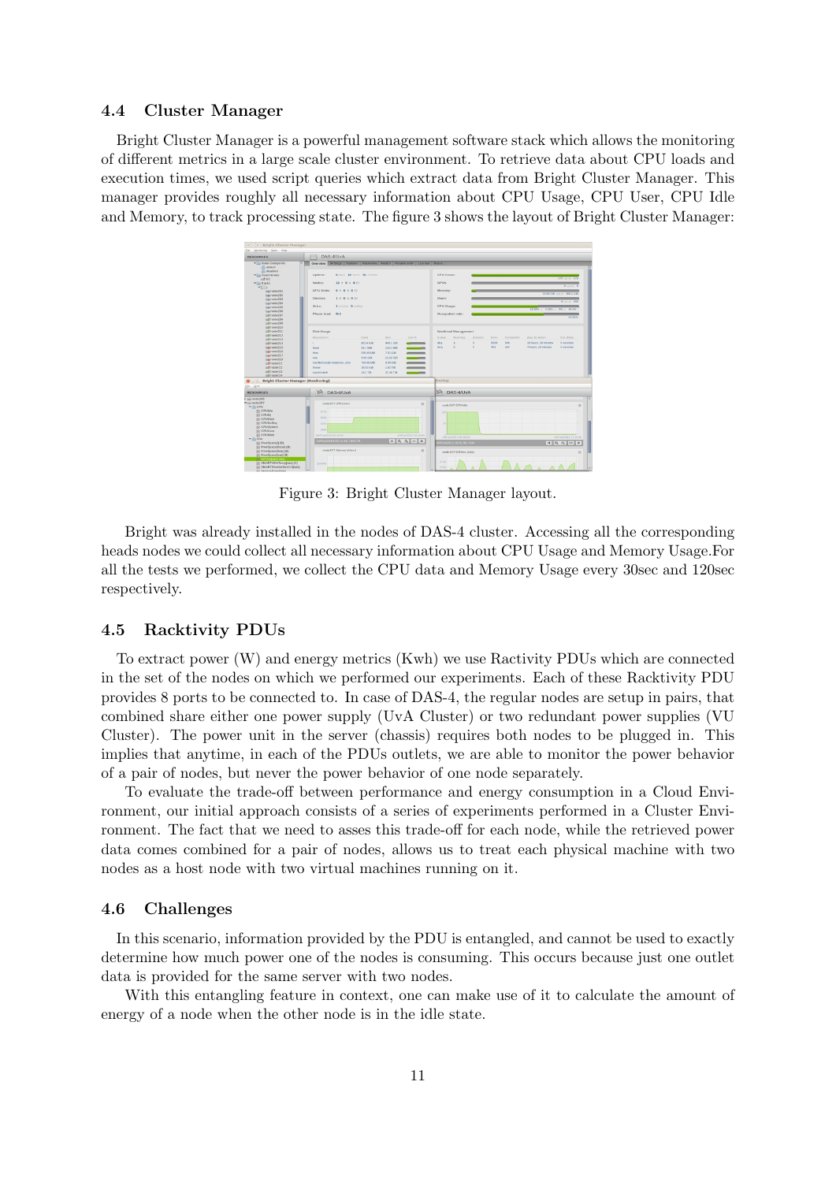### 4.4 Cluster Manager

Bright Cluster Manager is a powerful management software stack which allows the monitoring of different metrics in a large scale cluster environment. To retrieve data about CPU loads and execution times, we used script queries which extract data from Bright Cluster Manager. This manager provides roughly all necessary information about CPU Usage, CPU User, CPU Idle and Memory, to track processing state. The figure 3 shows the layout of Bright Cluster Manager:

Figure 3: Bright Cluster Manager layout.

Bright was already installed in the nodes of DAS-4 cluster. Accessing all the corresponding heads nodes we could collect all necessary information about CPU Usage and Memory Usage.For all the tests we performed, we collect the CPU data and Memory Usage every 30sec and 120sec respectively.

### 4.5 Racktivity PDUs

To extract power (W) and energy metrics (Kwh) we use Ractivity PDUs which are connected in the set of the nodes on which we performed our experiments. Each of these Racktivity PDU provides 8 ports to be connected to. In case of DAS-4, the regular nodes are setup in pairs, that combined share either one power supply (UvA Cluster) or two redundant power supplies (VU Cluster). The power unit in the server (chassis) requires both nodes to be plugged in. This implies that anytime, in each of the PDUs outlets, we are able to monitor the power behavior of a pair of nodes, but never the power behavior of one node separately.

To evaluate the trade-off between performance and energy consumption in a Cloud Environment, our initial approach consists of a series of experiments performed in a Cluster Environment. The fact that we need to asses this trade-off for each node, while the retrieved power data comes combined for a pair of nodes, allows us to treat each physical machine with two nodes as a host node with two virtual machines running on it.

### 4.6 Challenges

In this scenario, information provided by the PDU is entangled, and cannot be used to exactly determine how much power one of the nodes is consuming. This occurs because just one outlet data is provided for the same server with two nodes.

With this entangling feature in context, one can make use of it to calculate the amount of energy of a node when the other node is in the idle state.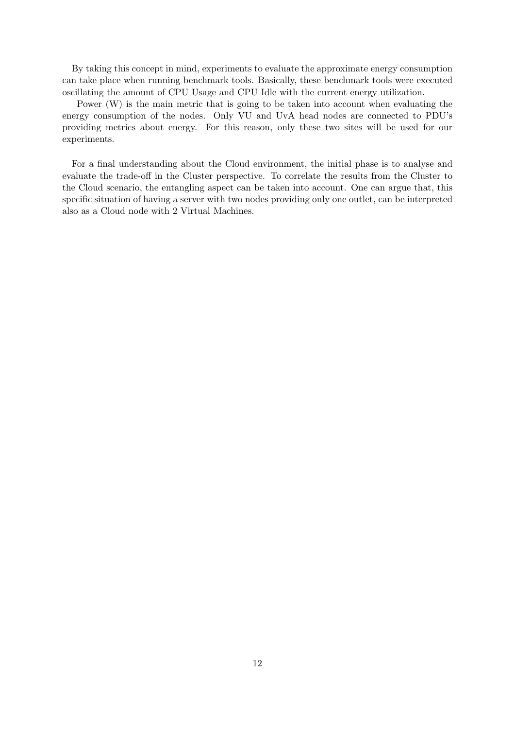By taking this concept in mind, experiments to evaluate the approximate energy consumption can take place when running benchmark tools. Basically, these benchmark tools were executed oscillating the amount of CPU Usage and CPU Idle with the current energy utilization.

Power (W) is the main metric that is going to be taken into account when evaluating the energy consumption of the nodes. Only VU and UvA head nodes are connected to PDU's providing metrics about energy. For this reason, only these two sites will be used for our experiments.

For a final understanding about the Cloud environment, the initial phase is to analyse and evaluate the trade-off in the Cluster perspective. To correlate the results from the Cluster to the Cloud scenario, the entangling aspect can be taken into account. One can argue that, this specific situation of having a server with two nodes providing only one outlet, can be interpreted also as a Cloud node with 2 Virtual Machines.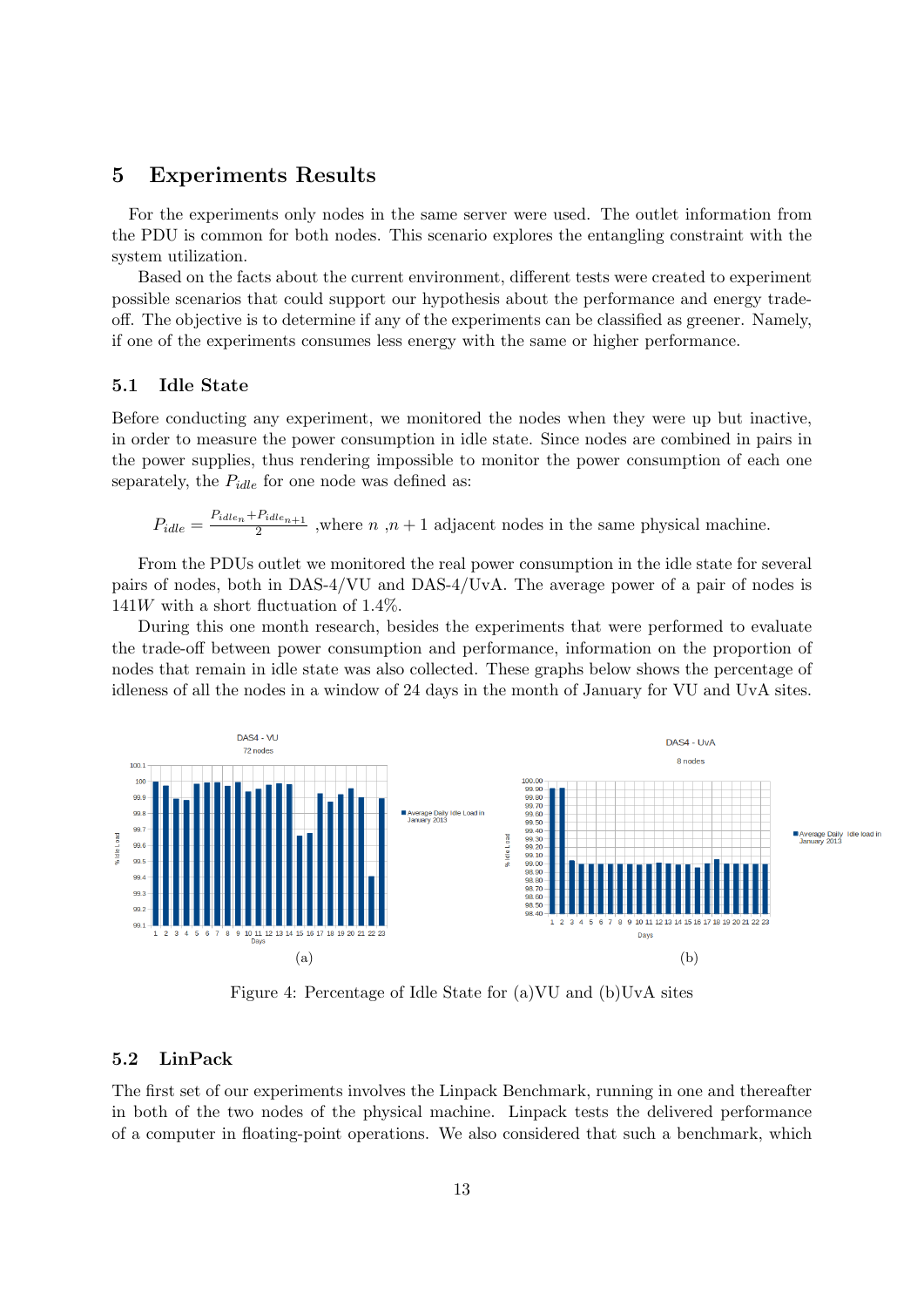# 5 Experiments Results

For the experiments only nodes in the same server were used. The outlet information from the PDU is common for both nodes. This scenario explores the entangling constraint with the system utilization.

Based on the facts about the current environment, different tests were created to experiment possible scenarios that could support our hypothesis about the performance and energy trade-off. The objective is to determine if any of the experiments can be classified as greener. Namely, if one of the experiments consumes less energy with the same or higher performance.

## 5.1 Idle State

Before conducting any experiment, we monitored the nodes when they were up but inactive, in order to measure the power consumption in idle state. Since nodes are combined in pairs in the power supplies, thus rendering impossible to monitor the power consumption of each one separately, the $P_{idle}$ for one node was defined as:

$$P_{idle} = \frac{P_{idle_n} + P_{idle_{n+1}}}{2} \text{ ,where } n \text{ ,} n+1 \text{ adjacent nodes in the same physical machine.}$$

From the PDUs outlet we monitored the real power consumption in the idle state for several pairs of nodes, both in DAS-4/VU and DAS-4/UvA. The average power of a pair of nodes is $141W$ with a short fluctuation of 1.4%.

During this one month research, besides the experiments that were performed to evaluate the trade-off between power consumption and performance, information on the proportion of nodes that remain in idle state was also collected. These graphs below shows the percentage of idleness of all the nodes in a window of 24 days in the month of January for VU and UvA sites.

Figure 4: Percentage of Idle State for (a)VU and (b)UvA sites

## 5.2 LinPack

The first set of our experiments involves the Linpack Benchmark, running in one and thereafter in both of the two nodes of the physical machine. Linpack tests the delivered performance of a computer in floating-point operations. We also considered that such a benchmark, which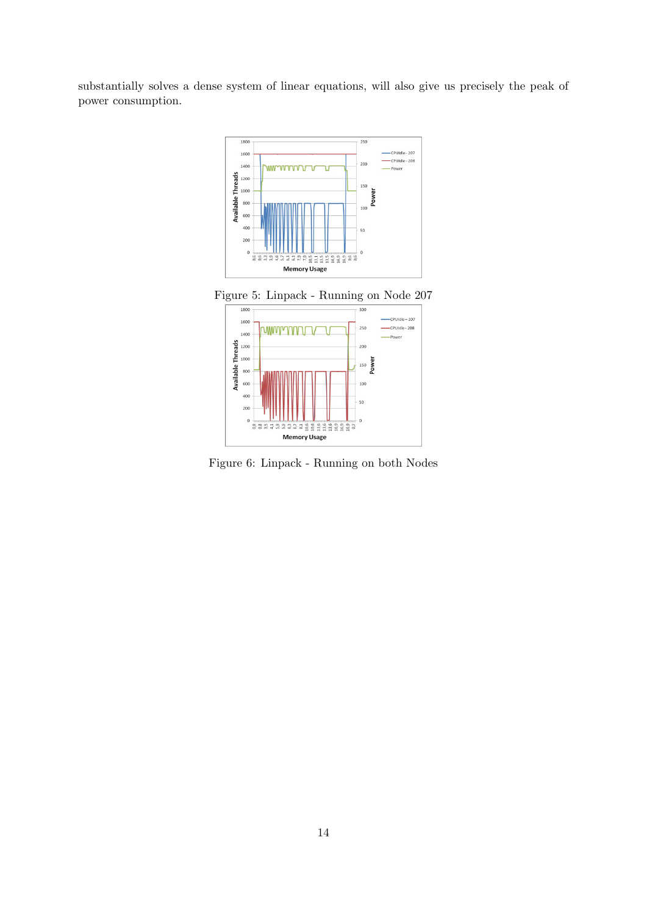substantially solves a dense system of linear equations, will also give us precisely the peak of power consumption.

Figure 5: Linpack - Running on Node 207

Figure 6: Linpack - Running on both Nodes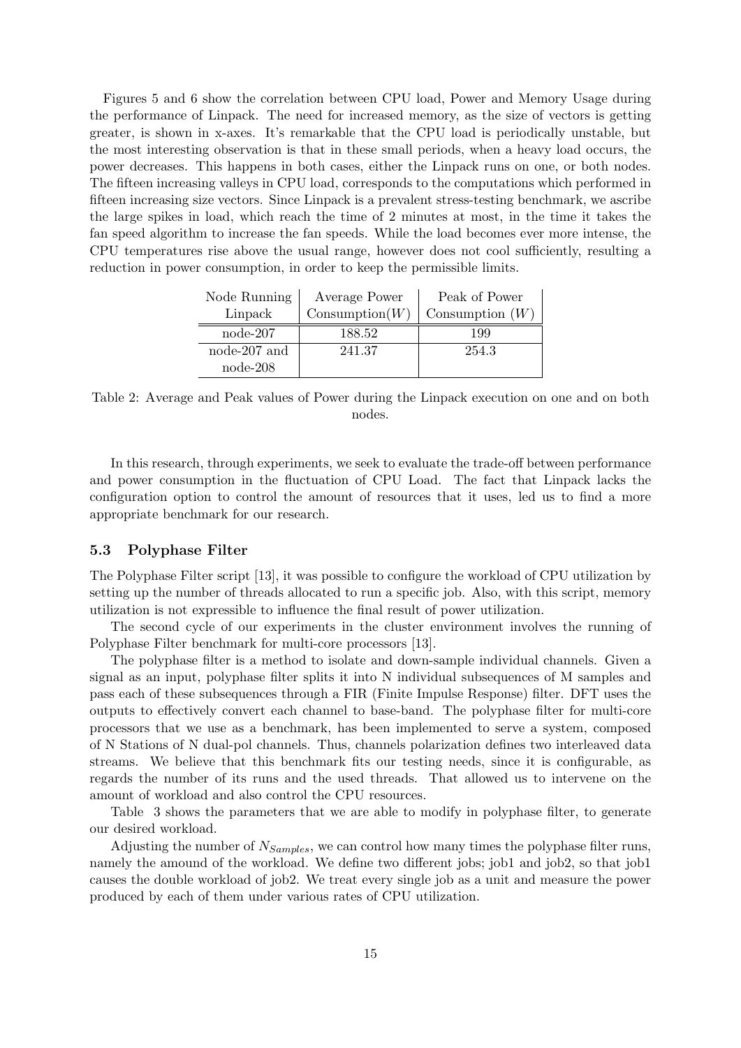Figures 5 and 6 show the correlation between CPU load, Power and Memory Usage during the performance of Linpack. The need for increased memory, as the size of vectors is getting greater, is shown in x-axes. It's remarkable that the CPU load is periodically unstable, but the most interesting observation is that in these small periods, when a heavy load occurs, the power decreases. This happens in both cases, either the Linpack runs on one, or both nodes. The fifteen increasing valleys in CPU load, corresponds to the computations which performed in fifteen increasing size vectors. Since Linpack is a prevalent stress-testing benchmark, we ascribe the large spikes in load, which reach the time of 2 minutes at most, in the time it takes the fan speed algorithm to increase the fan speeds. While the load becomes ever more intense, the CPU temperatures rise above the usual range, however does not cool sufficiently, resulting a reduction in power consumption, in order to keep the permissible limits.

| Node Running Linpack | Average Power Consumption($W$) | Peak of Power Consumption ($W$) |
|---|---|---|
| node-207 | 188.52 | 199 |
| node-207 and node-208 | 241.37 | 254.3 |

Table 2: Average and Peak values of Power during the Linpack execution on one and on both nodes.

In this research, through experiments, we seek to evaluate the trade-off between performance and power consumption in the fluctuation of CPU Load. The fact that Linpack lacks the configuration option to control the amount of resources that it uses, led us to find a more appropriate benchmark for our research.

### 5.3 Polyphase Filter

The Polyphase Filter script [13], it was possible to configure the workload of CPU utilization by setting up the number of threads allocated to run a specific job. Also, with this script, memory utilization is not expressible to influence the final result of power utilization.

The second cycle of our experiments in the cluster environment involves the running of Polyphase Filter benchmark for multi-core processors [13].

The polyphase filter is a method to isolate and down-sample individual channels. Given a signal as an input, polyphase filter splits it into N individual subsequences of M samples and pass each of these subsequences through a FIR (Finite Impulse Response) filter. DFT uses the outputs to effectively convert each channel to base-band. The polyphase filter for multi-core processors that we use as a benchmark, has been implemented to serve a system, composed of N Stations of N dual-pol channels. Thus, channels polarization defines two interleaved data streams. We believe that this benchmark fits our testing needs, since it is configurable, as regards the number of its runs and the used threads. That allowed us to intervene on the amount of workload and also control the CPU resources.

Table 3 shows the parameters that we are able to modify in polyphase filter, to generate our desired workload.

Adjusting the number of $N_{Samples}$, we can control how many times the polyphase filter runs, namely the amound of the workload. We define two different jobs; job1 and job2, so that job1 causes the double workload of job2. We treat every single job as a unit and measure the power produced by each of them under various rates of CPU utilization.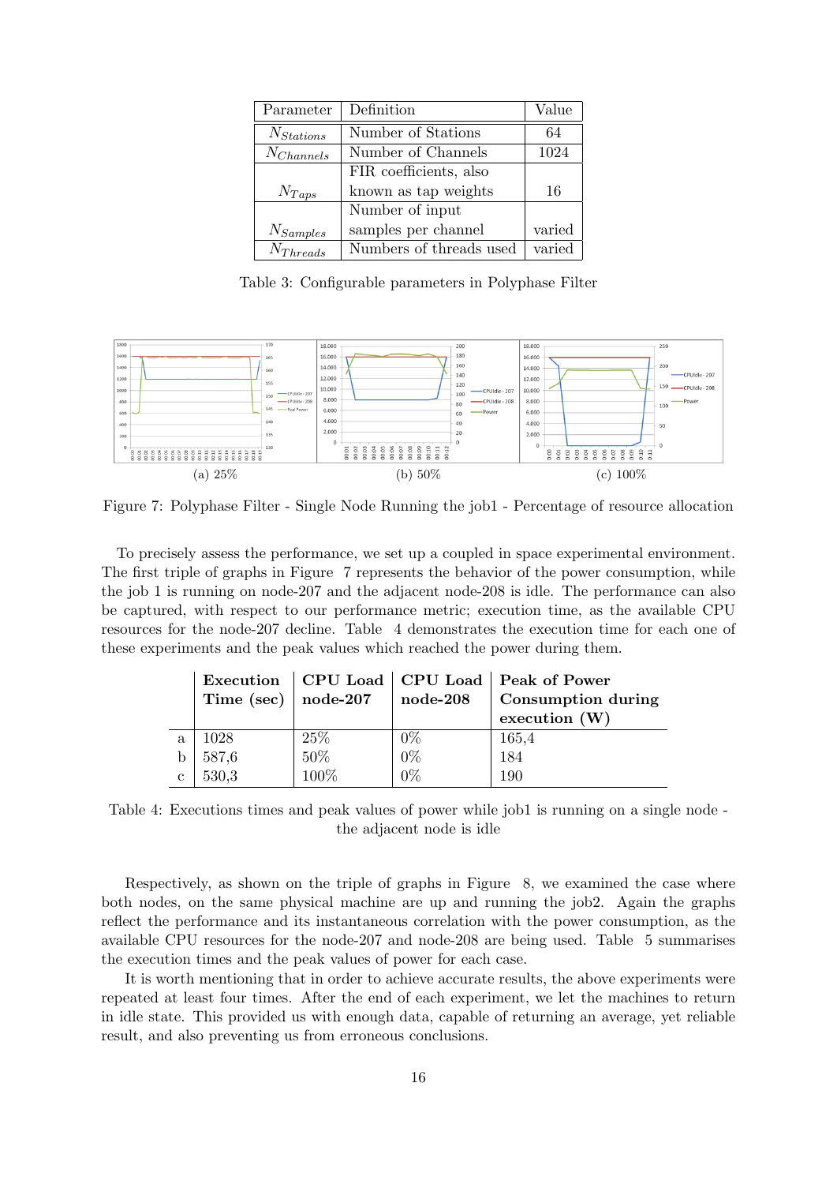| Parameter | Definition | Value |
|---|---|---|
| $N_{Stations}$ | Number of Stations | 64 |
| $N_{Channels}$ | Number of Channels | 1024 |
| $N_{Taps}$ | FIR coefficients, also known as tap weights | 16 |
| $N_{Samples}$ | Number of input samples per channel | varied |
| $N_{Threads}$ | Numbers of threads used | varied |

Table 3: Configurable parameters in Polyphase Filter

(a) 25% (b) 50% (c) 100%

Figure 7: Polyphase Filter - Single Node Running the job1 - Percentage of resource allocation

To precisely assess the performance, we set up a coupled in space experimental environment. The first triple of graphs in Figure 7 represents the behavior of the power consumption, while the job 1 is running on node-207 and the adjacent node-208 is idle. The performance can also be captured, with respect to our performance metric; execution time, as the available CPU resources for the node-207 decline. Table 4 demonstrates the execution time for each one of these experiments and the peak values which reached the power during them.

| | **Execution Time (sec)** | **CPU Load node-207** | **CPU Load node-208** | **Peak of Power Consumption during execution (W)** |
|---|---|---|---|---|
| a | 1028 | 25% | 0% | 165,4 |
| b | 587,6 | 50% | 0% | 184 |
| c | 530,3 | 100% | 0% | 190 |

Table 4: Executions times and peak values of power while job1 is running on a single node - the adjacent node is idle

Respectively, as shown on the triple of graphs in Figure 8, we examined the case where both nodes, on the same physical machine are up and running the job2. Again the graphs reflect the performance and its instantaneous correlation with the power consumption, as the available CPU resources for the node-207 and node-208 are being used. Table 5 summarises the execution times and the peak values of power for each case.

It is worth mentioning that in order to achieve accurate results, the above experiments were repeated at least four times. After the end of each experiment, we let the machines to return in idle state. This provided us with enough data, capable of returning an average, yet reliable result, and also preventing us from erroneous conclusions.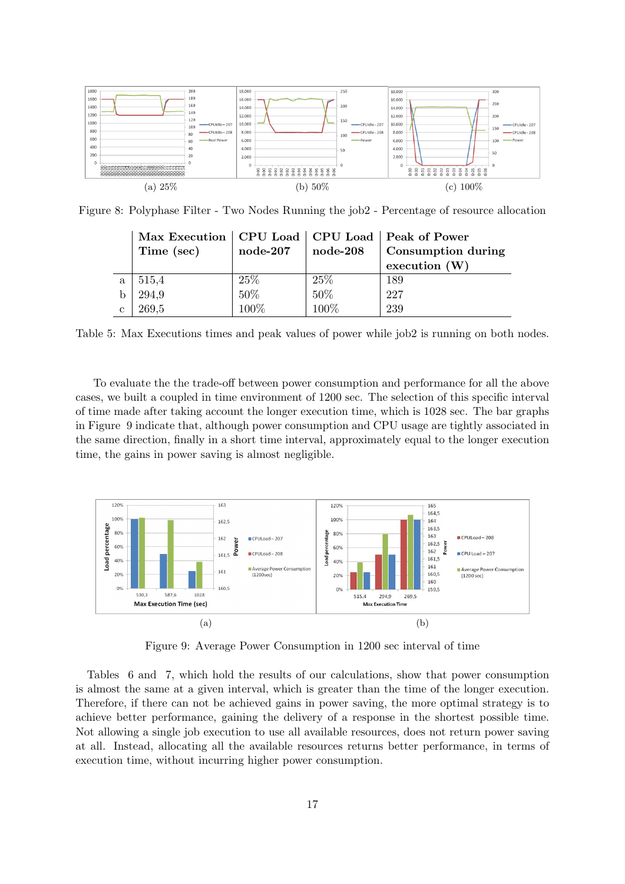(a) 25%

(b) 50%

(c) 100%

Figure 8: Polyphase Filter - Two Nodes Running the job2 - Percentage of resource allocation

| | Max Execution Time (sec) | CPU Load node-207 | CPU Load node-208 | Peak of Power Consumption during execution (W) |
|---|---|---|---|---|
| a | 515,4 | 25% | 25% | 189 |
| b | 294,9 | 50% | 50% | 227 |
| c | 269,5 | 100% | 100% | 239 |

Table 5: Max Executions times and peak values of power while job2 is running on both nodes.

To evaluate the the trade-off between power consumption and performance for all the above cases, we built a coupled in time environment of 1200 sec. The selection of this specific interval of time made after taking account the longer execution time, which is 1028 sec. The bar graphs in Figure 9 indicate that, although power consumption and CPU usage are tightly associated in the same direction, finally in a short time interval, approximately equal to the longer execution time, the gains in power saving is almost negligible.

(a)

(b)

Figure 9: Average Power Consumption in 1200 sec interval of time

Tables 6 and 7, which hold the results of our calculations, show that power consumption is almost the same at a given interval, which is greater than the time of the longer execution. Therefore, if there can not be achieved gains in power saving, the more optimal strategy is to achieve better performance, gaining the delivery of a response in the shortest possible time. Not allowing a single job execution to use all available resources, does not return power saving at all. Instead, allocating all the available resources returns better performance, in terms of execution time, without incurring higher power consumption.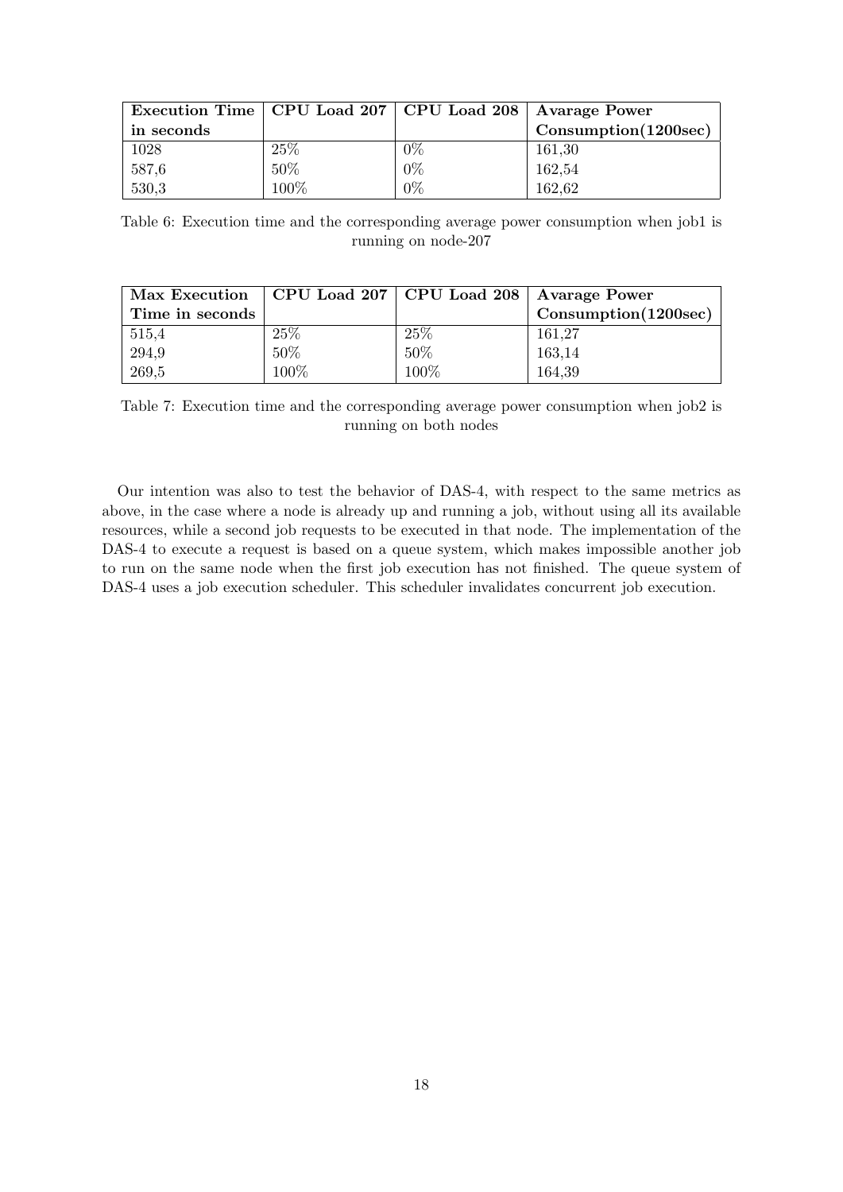| **Execution Time in seconds** | **CPU Load 207** | **CPU Load 208** | **Avarage Power Consumption(1200sec)** |
|---|---|---|---|
| 1028 | 25% | 0% | 161,30 |
| 587,6 | 50% | 0% | 162,54 |
| 530,3 | 100% | 0% | 162,62 |

Table 6: Execution time and the corresponding average power consumption when job1 is running on node-207

| **Max Execution Time in seconds** | **CPU Load 207** | **CPU Load 208** | **Avarage Power Consumption(1200sec)** |
|---|---|---|---|
| 515,4 | 25% | 25% | 161,27 |
| 294,9 | 50% | 50% | 163,14 |
| 269,5 | 100% | 100% | 164,39 |

Table 7: Execution time and the corresponding average power consumption when job2 is running on both nodes

Our intention was also to test the behavior of DAS-4, with respect to the same metrics as above, in the case where a node is already up and running a job, without using all its available resources, while a second job requests to be executed in that node. The implementation of the DAS-4 to execute a request is based on a queue system, which makes impossible another job to run on the same node when the first job execution has not finished. The queue system of DAS-4 uses a job execution scheduler. This scheduler invalidates concurrent job execution.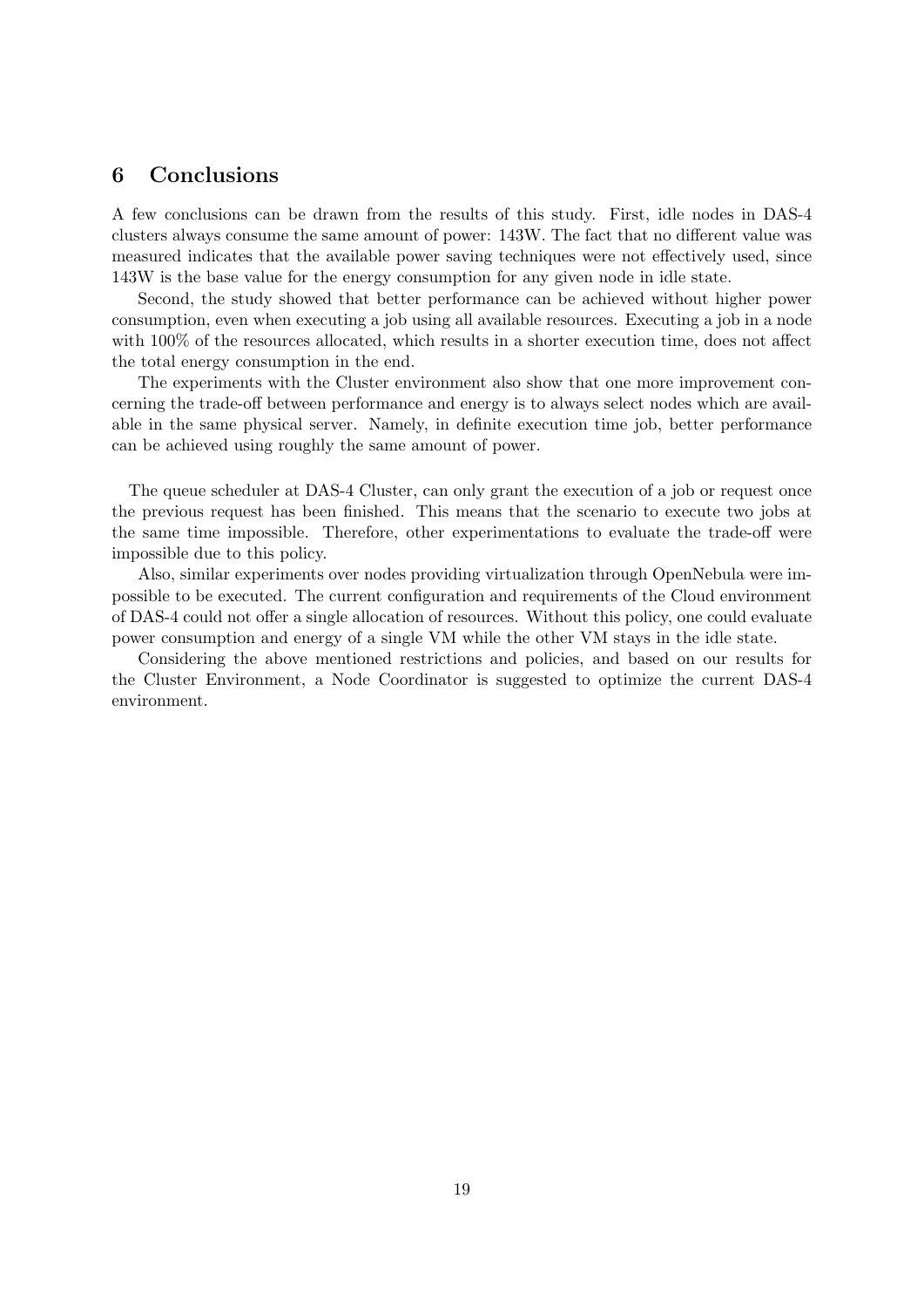## 6 Conclusions

A few conclusions can be drawn from the results of this study. First, idle nodes in DAS-4 clusters always consume the same amount of power: 143W. The fact that no different value was measured indicates that the available power saving techniques were not effectively used, since 143W is the base value for the energy consumption for any given node in idle state.

Second, the study showed that better performance can be achieved without higher power consumption, even when executing a job using all available resources. Executing a job in a node with 100% of the resources allocated, which results in a shorter execution time, does not affect the total energy consumption in the end.

The experiments with the Cluster environment also show that one more improvement concerning the trade-off between performance and energy is to always select nodes which are available in the same physical server. Namely, in definite execution time job, better performance can be achieved using roughly the same amount of power.

The queue scheduler at DAS-4 Cluster, can only grant the execution of a job or request once the previous request has been finished. This means that the scenario to execute two jobs at the same time impossible. Therefore, other experimentations to evaluate the trade-off were impossible due to this policy.

Also, similar experiments over nodes providing virtualization through OpenNebula were impossible to be executed. The current configuration and requirements of the Cloud environment of DAS-4 could not offer a single allocation of resources. Without this policy, one could evaluate power consumption and energy of a single VM while the other VM stays in the idle state.

Considering the above mentioned restrictions and policies, and based on our results for the Cluster Environment, a Node Coordinator is suggested to optimize the current DAS-4 environment.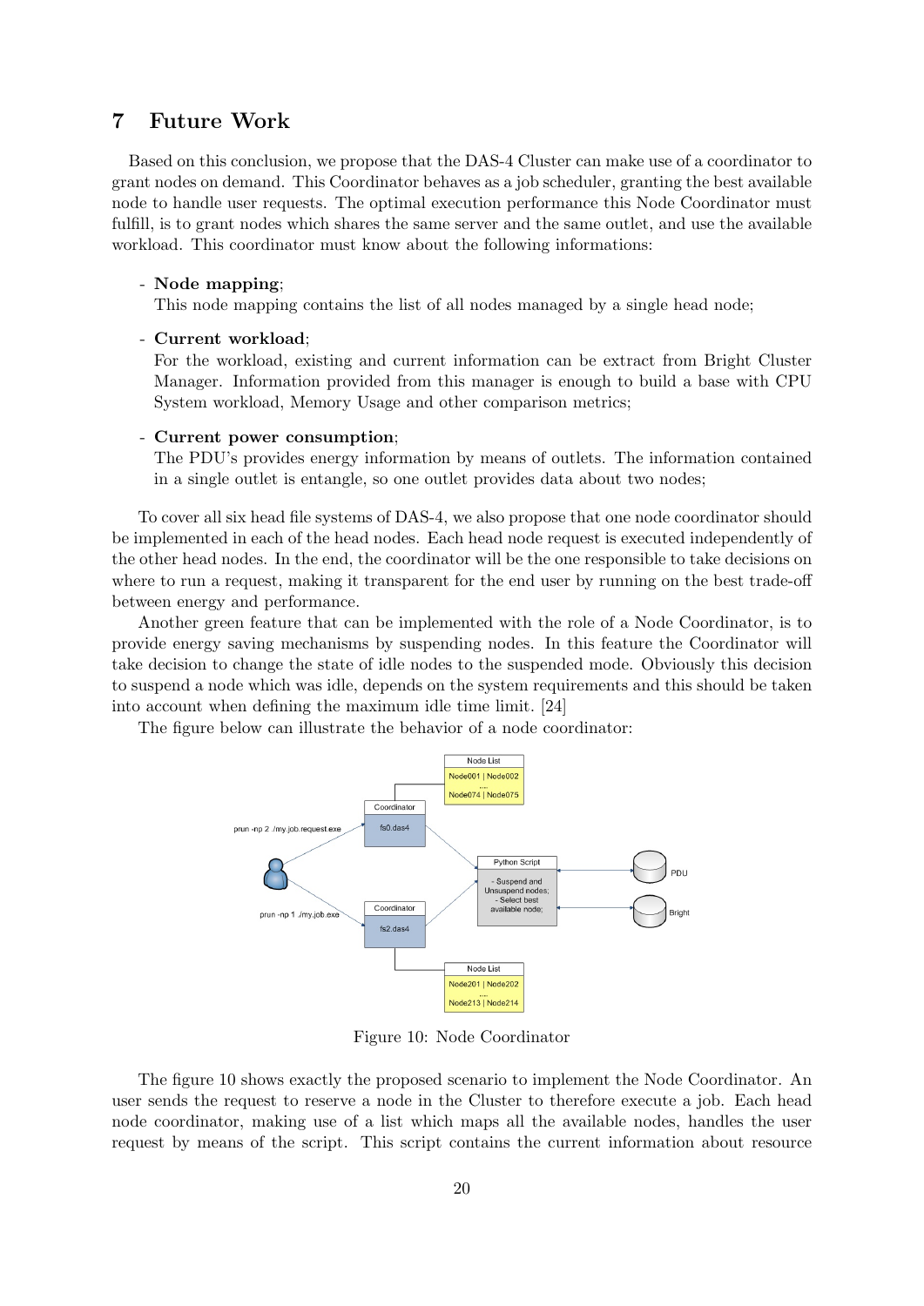# 7 Future Work

Based on this conclusion, we propose that the DAS-4 Cluster can make use of a coordinator to grant nodes on demand. This Coordinator behaves as a job scheduler, granting the best available node to handle user requests. The optimal execution performance this Node Coordinator must fulfill, is to grant nodes which shares the same server and the same outlet, and use the available workload. This coordinator must know about the following informations:

- **Node mapping**;
  This node mapping contains the list of all nodes managed by a single head node;

- **Current workload**;
  For the workload, existing and current information can be extract from Bright Cluster Manager. Information provided from this manager is enough to build a base with CPU System workload, Memory Usage and other comparison metrics;

- **Current power consumption**;
  The PDU's provides energy information by means of outlets. The information contained in a single outlet is entangle, so one outlet provides data about two nodes;

To cover all six head file systems of DAS-4, we also propose that one node coordinator should be implemented in each of the head nodes. Each head node request is executed independently of the other head nodes. In the end, the coordinator will be the one responsible to take decisions on where to run a request, making it transparent for the end user by running on the best trade-off between energy and performance.

Another green feature that can be implemented with the role of a Node Coordinator, is to provide energy saving mechanisms by suspending nodes. In this feature the Coordinator will take decision to change the state of idle nodes to the suspended mode. Obviously this decision to suspend a node which was idle, depends on the system requirements and this should be taken into account when defining the maximum idle time limit. [24]

The figure below can illustrate the behavior of a node coordinator:

Figure 10: Node Coordinator

The figure 10 shows exactly the proposed scenario to implement the Node Coordinator. An user sends the request to reserve a node in the Cluster to therefore execute a job. Each head node coordinator, making use of a list which maps all the available nodes, handles the user request by means of the script. This script contains the current information about resource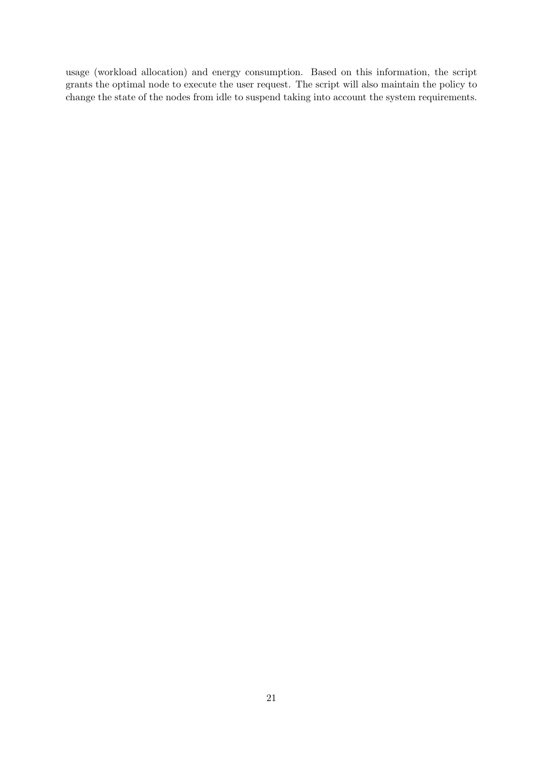usage (workload allocation) and energy consumption. Based on this information, the script grants the optimal node to execute the user request. The script will also maintain the policy to change the state of the nodes from idle to suspend taking into account the system requirements.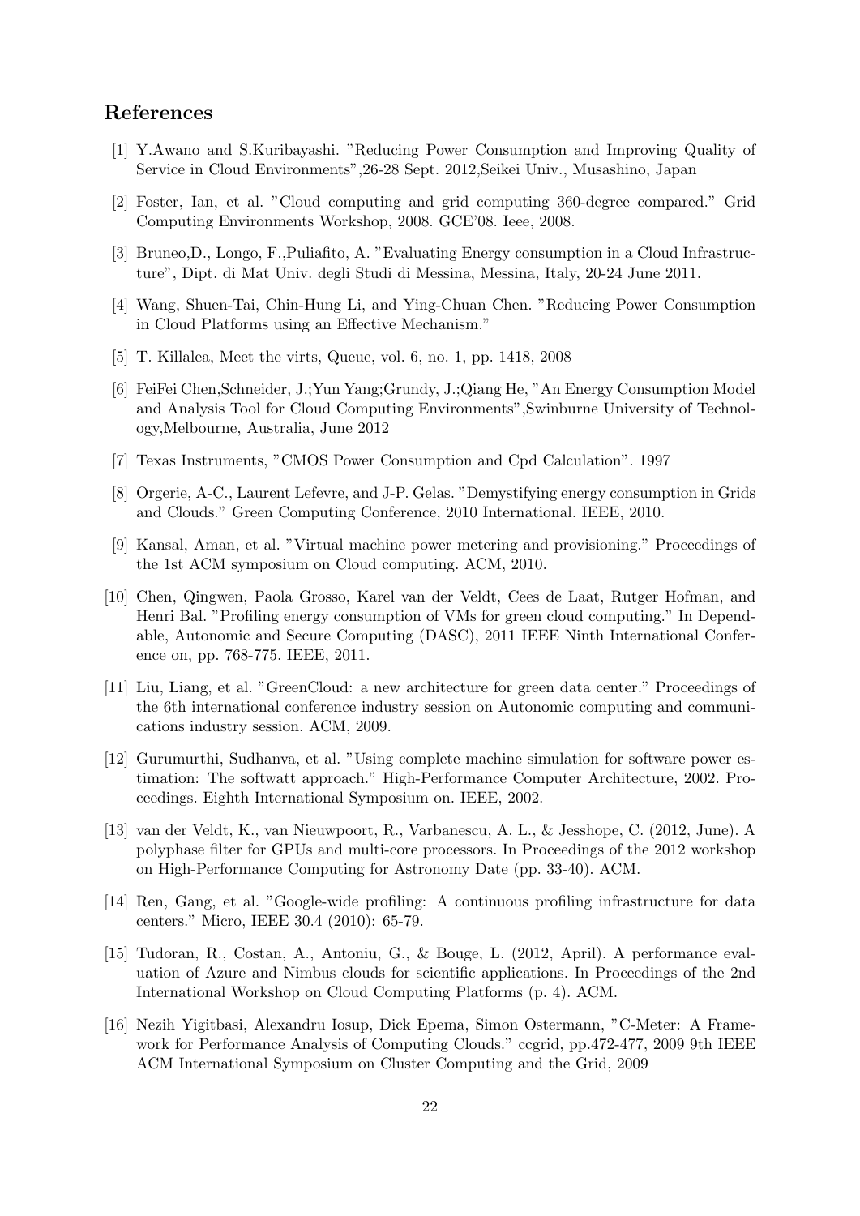## References

[1] Y.Awano and S.Kuribayashi. "Reducing Power Consumption and Improving Quality of Service in Cloud Environments",26-28 Sept. 2012,Seikei Univ., Musashino, Japan

[2] Foster, Ian, et al. "Cloud computing and grid computing 360-degree compared." Grid Computing Environments Workshop, 2008. GCE'08. Ieee, 2008.

[3] Bruneo,D., Longo, F.,Puliafito, A. "Evaluating Energy consumption in a Cloud Infrastructure", Dipt. di Mat Univ. degli Studi di Messina, Messina, Italy, 20-24 June 2011.

[4] Wang, Shuen-Tai, Chin-Hung Li, and Ying-Chuan Chen. "Reducing Power Consumption in Cloud Platforms using an Effective Mechanism."

[5] T. Killalea, Meet the virts, Queue, vol. 6, no. 1, pp. 1418, 2008

[6] FeiFei Chen,Schneider, J.;Yun Yang;Grundy, J.;Qiang He, "An Energy Consumption Model and Analysis Tool for Cloud Computing Environments",Swinburne University of Technology,Melbourne, Australia, June 2012

[7] Texas Instruments, "CMOS Power Consumption and Cpd Calculation". 1997

[8] Orgerie, A-C., Laurent Lefevre, and J-P. Gelas. "Demystifying energy consumption in Grids and Clouds." Green Computing Conference, 2010 International. IEEE, 2010.

[9] Kansal, Aman, et al. "Virtual machine power metering and provisioning." Proceedings of the 1st ACM symposium on Cloud computing. ACM, 2010.

[10] Chen, Qingwen, Paola Grosso, Karel van der Veldt, Cees de Laat, Rutger Hofman, and Henri Bal. "Profiling energy consumption of VMs for green cloud computing." In Dependable, Autonomic and Secure Computing (DASC), 2011 IEEE Ninth International Conference on, pp. 768-775. IEEE, 2011.

[11] Liu, Liang, et al. "GreenCloud: a new architecture for green data center." Proceedings of the 6th international conference industry session on Autonomic computing and communications industry session. ACM, 2009.

[12] Gurumurthi, Sudhanva, et al. "Using complete machine simulation for software power estimation: The softwatt approach." High-Performance Computer Architecture, 2002. Proceedings. Eighth International Symposium on. IEEE, 2002.

[13] van der Veldt, K., van Nieuwpoort, R., Varbanescu, A. L., & Jesshope, C. (2012, June). A polyphase filter for GPUs and multi-core processors. In Proceedings of the 2012 workshop on High-Performance Computing for Astronomy Date (pp. 33-40). ACM.

[14] Ren, Gang, et al. "Google-wide profiling: A continuous profiling infrastructure for data centers." Micro, IEEE 30.4 (2010): 65-79.

[15] Tudoran, R., Costan, A., Antoniu, G., & Bouge, L. (2012, April). A performance evaluation of Azure and Nimbus clouds for scientific applications. In Proceedings of the 2nd International Workshop on Cloud Computing Platforms (p. 4). ACM.

[16] Nezih Yigitbasi, Alexandru Iosup, Dick Epema, Simon Ostermann, "C-Meter: A Framework for Performance Analysis of Computing Clouds." ccgrid, pp.472-477, 2009 9th IEEE ACM International Symposium on Cluster Computing and the Grid, 2009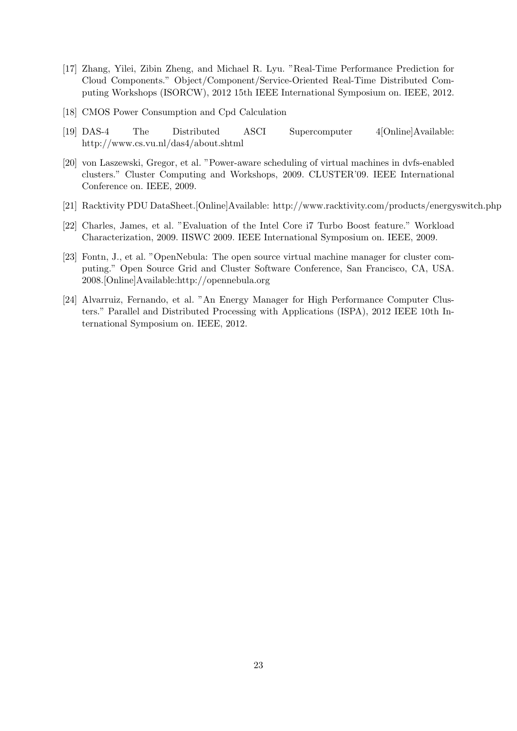[17] Zhang, Yilei, Zibin Zheng, and Michael R. Lyu. "Real-Time Performance Prediction for Cloud Components." Object/Component/Service-Oriented Real-Time Distributed Computing Workshops (ISORCW), 2012 15th IEEE International Symposium on. IEEE, 2012.

[18] CMOS Power Consumption and Cpd Calculation

[19] DAS-4 The Distributed ASCI Supercomputer 4[Online]Available: http://www.cs.vu.nl/das4/about.shtml

[20] von Laszewski, Gregor, et al. "Power-aware scheduling of virtual machines in dvfs-enabled clusters." Cluster Computing and Workshops, 2009. CLUSTER'09. IEEE International Conference on. IEEE, 2009.

[21] Racktivity PDU DataSheet.[Online]Available: http://www.racktivity.com/products/energyswitch.php

[22] Charles, James, et al. "Evaluation of the Intel Core i7 Turbo Boost feature." Workload Characterization, 2009. IISWC 2009. IEEE International Symposium on. IEEE, 2009.

[23] Fontn, J., et al. "OpenNebula: The open source virtual machine manager for cluster computing." Open Source Grid and Cluster Software Conference, San Francisco, CA, USA. 2008.[Online]Available:http://opennebula.org

[24] Alvarruiz, Fernando, et al. "An Energy Manager for High Performance Computer Clusters." Parallel and Distributed Processing with Applications (ISPA), 2012 IEEE 10th International Symposium on. IEEE, 2012.